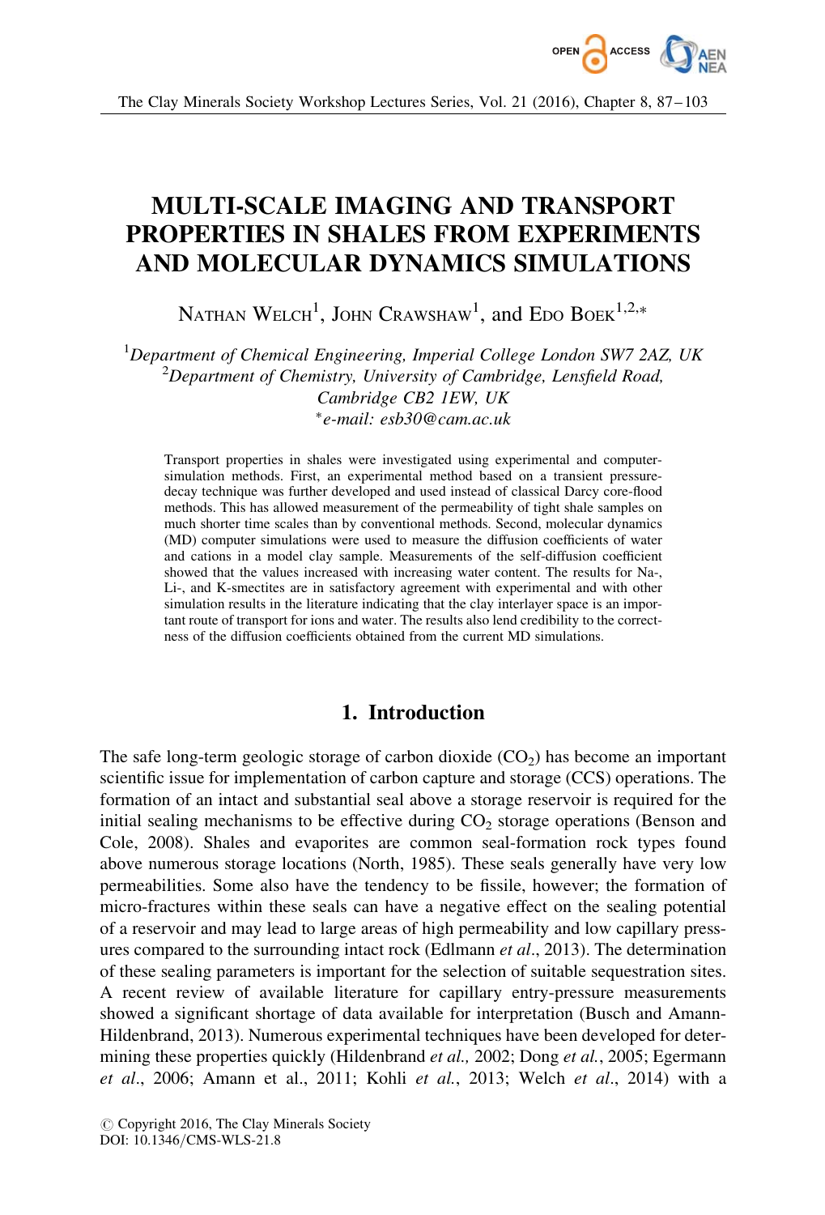# MULTI-SCALE IMAGING AND TRANSPORT PROPERTIES IN SHALES FROM EXPERIMENTS AND MOLECULAR DYNAMICS SIMULATIONS

Nathan Welch[1], John Crawshaw[1], and Edo Boek[1,2,*]

[1]*Department of Chemical Engineering, Imperial College London SW7 2AZ, UK*
[2]*Department of Chemistry, University of Cambridge, Lensfield Road, Cambridge CB2 1EW, UK*
[*]*e-mail: esb30@cam.ac.uk*

Transport properties in shales were investigated using experimental and computer-simulation methods. First, an experimental method based on a transient pressure-decay technique was further developed and used instead of classical Darcy core-flood methods. This has allowed measurement of the permeability of tight shale samples on much shorter time scales than by conventional methods. Second, molecular dynamics (MD) computer simulations were used to measure the diffusion coefficients of water and cations in a model clay sample. Measurements of the self-diffusion coefficient showed that the values increased with increasing water content. The results for Na-, Li-, and K-smectites are in satisfactory agreement with experimental and with other simulation results in the literature indicating that the clay interlayer space is an important route of transport for ions and water. The results also lend credibility to the correctness of the diffusion coefficients obtained from the current MD simulations.

## 1. Introduction

The safe long-term geologic storage of carbon dioxide ($CO_2$) has become an important scientific issue for implementation of carbon capture and storage (CCS) operations. The formation of an intact and substantial seal above a storage reservoir is required for the initial sealing mechanisms to be effective during $CO_2$ storage operations (Benson and Cole, 2008). Shales and evaporites are common seal-formation rock types found above numerous storage locations (North, 1985). These seals generally have very low permeabilities. Some also have the tendency to be fissile, however; the formation of micro-fractures within these seals can have a negative effect on the sealing potential of a reservoir and may lead to large areas of high permeability and low capillary pressures compared to the surrounding intact rock (Edlmann *et al*., 2013). The determination of these sealing parameters is important for the selection of suitable sequestration sites. A recent review of available literature for capillary entry-pressure measurements showed a significant shortage of data available for interpretation (Busch and Amann-Hildenbrand, 2013). Numerous experimental techniques have been developed for determining these properties quickly (Hildenbrand *et al.,* 2002; Dong *et al.*, 2005; Egermann *et al*., 2006; Amann et al., 2011; Kohli *et al.*, 2013; Welch *et al*., 2014) with a

© Copyright 2016, The Clay Minerals Society
DOI: 10.1346/CMS-WLS-21.8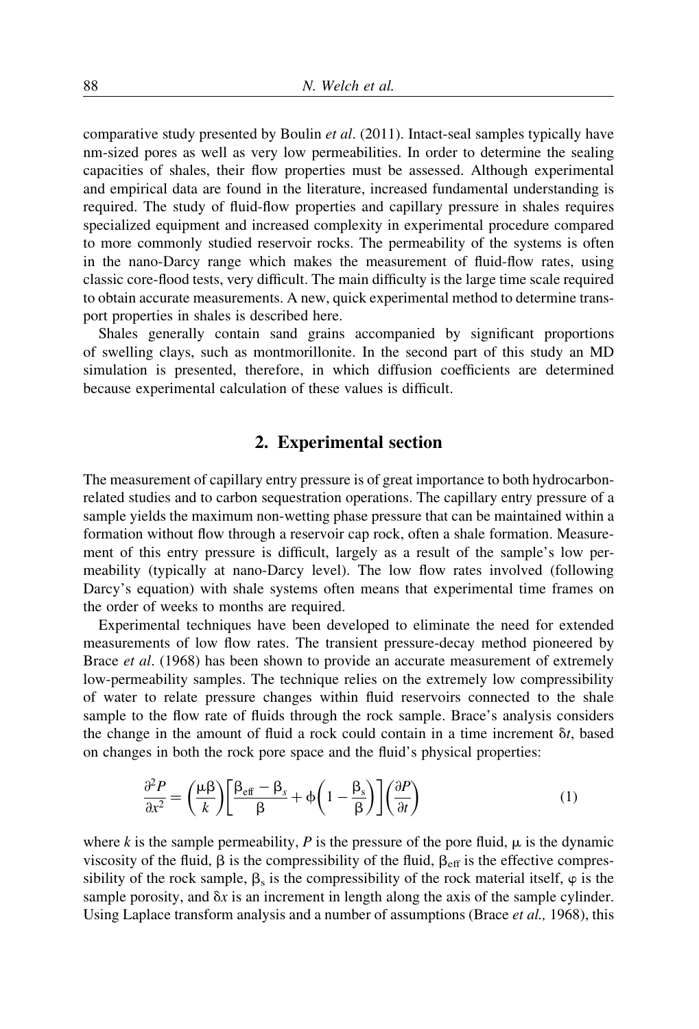comparative study presented by Boulin *et al*. (2011). Intact-seal samples typically have nm-sized pores as well as very low permeabilities. In order to determine the sealing capacities of shales, their flow properties must be assessed. Although experimental and empirical data are found in the literature, increased fundamental understanding is required. The study of fluid-flow properties and capillary pressure in shales requires specialized equipment and increased complexity in experimental procedure compared to more commonly studied reservoir rocks. The permeability of the systems is often in the nano-Darcy range which makes the measurement of fluid-flow rates, using classic core-flood tests, very difficult. The main difficulty is the large time scale required to obtain accurate measurements. A new, quick experimental method to determine transport properties in shales is described here.

Shales generally contain sand grains accompanied by significant proportions of swelling clays, such as montmorillonite. In the second part of this study an MD simulation is presented, therefore, in which diffusion coefficients are determined because experimental calculation of these values is difficult.

## 2. Experimental section

The measurement of capillary entry pressure is of great importance to both hydrocarbon-related studies and to carbon sequestration operations. The capillary entry pressure of a sample yields the maximum non-wetting phase pressure that can be maintained within a formation without flow through a reservoir cap rock, often a shale formation. Measurement of this entry pressure is difficult, largely as a result of the sample's low permeability (typically at nano-Darcy level). The low flow rates involved (following Darcy's equation) with shale systems often means that experimental time frames on the order of weeks to months are required.

Experimental techniques have been developed to eliminate the need for extended measurements of low flow rates. The transient pressure-decay method pioneered by Brace *et al*. (1968) has been shown to provide an accurate measurement of extremely low-permeability samples. The technique relies on the extremely low compressibility of water to relate pressure changes within fluid reservoirs connected to the shale sample to the flow rate of fluids through the rock sample. Brace's analysis considers the change in the amount of fluid a rock could contain in a time increment $\delta t$, based on changes in both the rock pore space and the fluid's physical properties:

$$\frac{\partial^2 P}{\partial x^2} = \left(\frac{\mu\beta}{k}\right)\left[\frac{\beta_{\text{eff}} - \beta_s}{\beta} + \phi\left(1 - \frac{\beta_s}{\beta}\right)\right]\left(\frac{\partial P}{\partial t}\right) \tag{1}$$

where $k$ is the sample permeability, $P$ is the pressure of the pore fluid, $\mu$ is the dynamic viscosity of the fluid, $\beta$ is the compressibility of the fluid, $\beta_{\text{eff}}$ is the effective compressibility of the rock sample, $\beta_s$ is the compressibility of the rock material itself, $\varphi$ is the sample porosity, and $\delta x$ is an increment in length along the axis of the sample cylinder. Using Laplace transform analysis and a number of assumptions (Brace *et al.,* 1968), this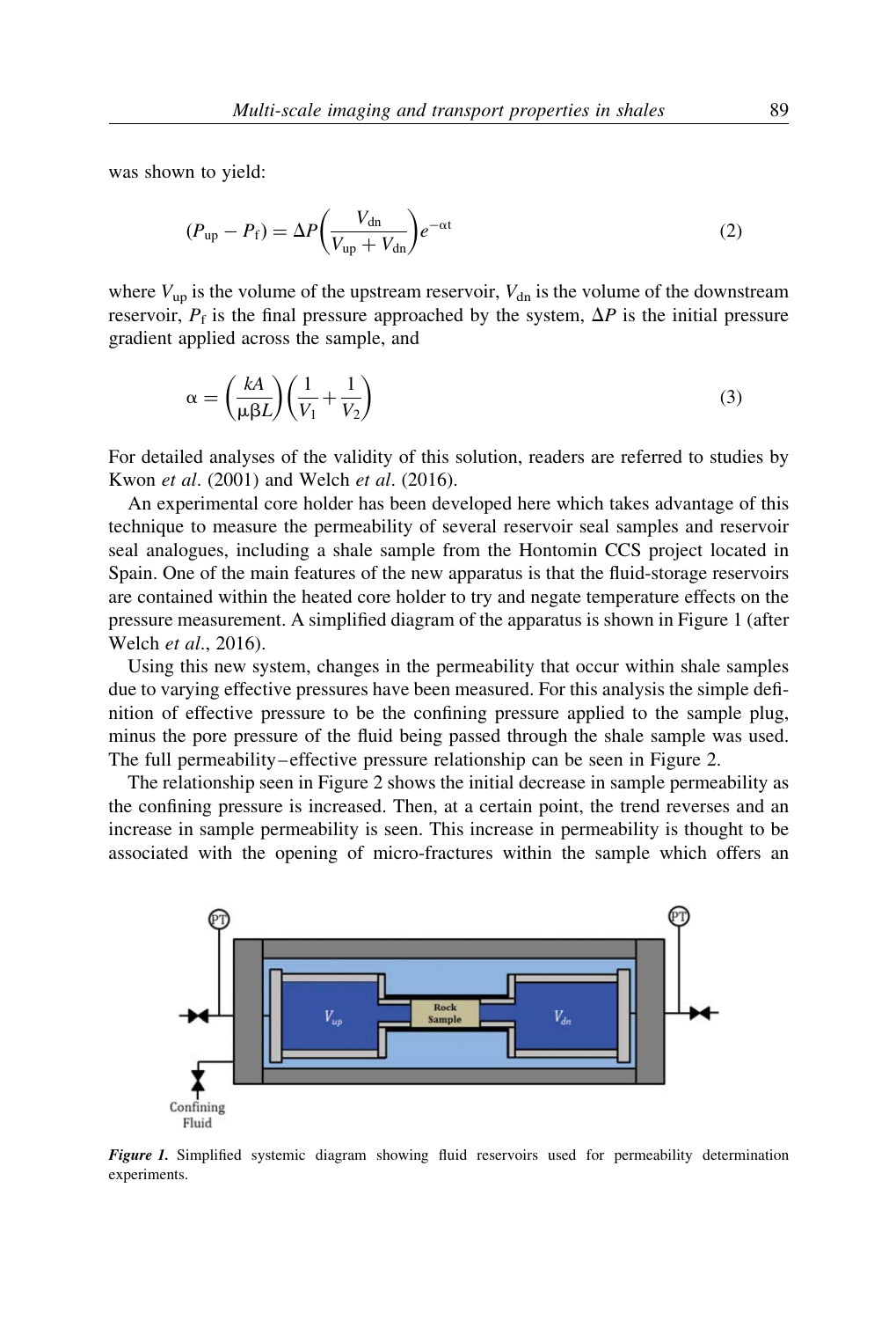was shown to yield:

$$(P_{\mathrm{up}} - P_{\mathrm{f}}) = \Delta P\left(\frac{V_{\mathrm{dn}}}{V_{\mathrm{up}} + V_{\mathrm{dn}}}\right)e^{-\alpha t} \tag{2}$$

where $V_{\mathrm{up}}$ is the volume of the upstream reservoir, $V_{\mathrm{dn}}$ is the volume of the downstream reservoir, $P_{\mathrm{f}}$ is the final pressure approached by the system, $\Delta P$ is the initial pressure gradient applied across the sample, and

$$\alpha = \left(\frac{kA}{\mu\beta L}\right)\left(\frac{1}{V_1} + \frac{1}{V_2}\right) \tag{3}$$

For detailed analyses of the validity of this solution, readers are referred to studies by Kwon *et al*. (2001) and Welch *et al*. (2016).

An experimental core holder has been developed here which takes advantage of this technique to measure the permeability of several reservoir seal samples and reservoir seal analogues, including a shale sample from the Hontomin CCS project located in Spain. One of the main features of the new apparatus is that the fluid-storage reservoirs are contained within the heated core holder to try and negate temperature effects on the pressure measurement. A simplified diagram of the apparatus is shown in Figure 1 (after Welch *et al*., 2016).

Using this new system, changes in the permeability that occur within shale samples due to varying effective pressures have been measured. For this analysis the simple definition of effective pressure to be the confining pressure applied to the sample plug, minus the pore pressure of the fluid being passed through the shale sample was used. The full permeability–effective pressure relationship can be seen in Figure 2.

The relationship seen in Figure 2 shows the initial decrease in sample permeability as the confining pressure is increased. Then, at a certain point, the trend reverses and an increase in sample permeability is seen. This increase in permeability is thought to be associated with the opening of micro-fractures within the sample which offers an

***Figure 1.*** Simplified systemic diagram showing fluid reservoirs used for permeability determination experiments.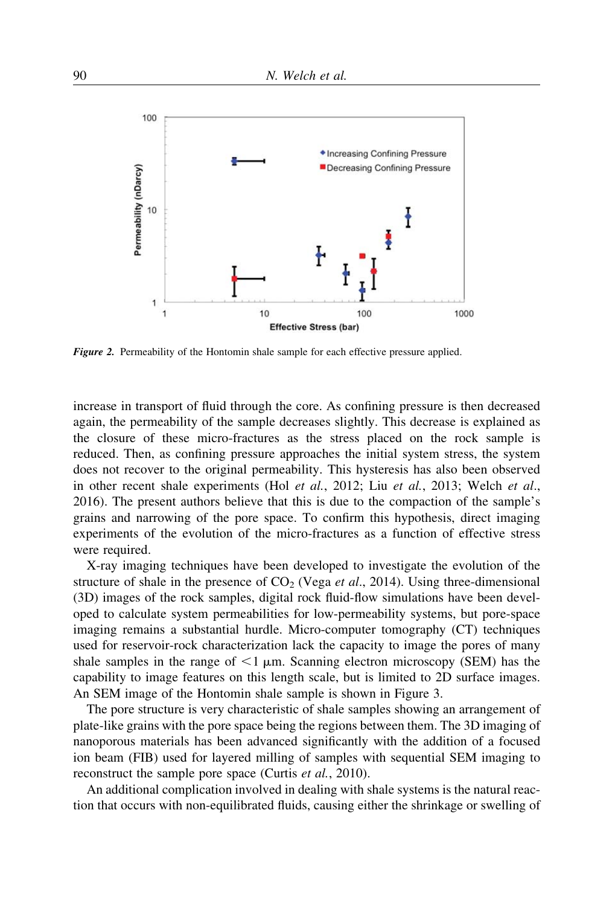*Figure 2.* Permeability of the Hontomin shale sample for each effective pressure applied.

increase in transport of fluid through the core. As confining pressure is then decreased again, the permeability of the sample decreases slightly. This decrease is explained as the closure of these micro-fractures as the stress placed on the rock sample is reduced. Then, as confining pressure approaches the initial system stress, the system does not recover to the original permeability. This hysteresis has also been observed in other recent shale experiments (Hol *et al.*, 2012; Liu *et al.*, 2013; Welch *et al.*, 2016). The present authors believe that this is due to the compaction of the sample's grains and narrowing of the pore space. To confirm this hypothesis, direct imaging experiments of the evolution of the micro-fractures as a function of effective stress were required.

X-ray imaging techniques have been developed to investigate the evolution of the structure of shale in the presence of $CO_2$ (Vega *et al.*, 2014). Using three-dimensional (3D) images of the rock samples, digital rock fluid-flow simulations have been developed to calculate system permeabilities for low-permeability systems, but pore-space imaging remains a substantial hurdle. Micro-computer tomography (CT) techniques used for reservoir-rock characterization lack the capacity to image the pores of many shale samples in the range of $<1$ μm. Scanning electron microscopy (SEM) has the capability to image features on this length scale, but is limited to 2D surface images. An SEM image of the Hontomin shale sample is shown in Figure 3.

The pore structure is very characteristic of shale samples showing an arrangement of plate-like grains with the pore space being the regions between them. The 3D imaging of nanoporous materials has been advanced significantly with the addition of a focused ion beam (FIB) used for layered milling of samples with sequential SEM imaging to reconstruct the sample pore space (Curtis *et al.*, 2010).

An additional complication involved in dealing with shale systems is the natural reaction that occurs with non-equilibrated fluids, causing either the shrinkage or swelling of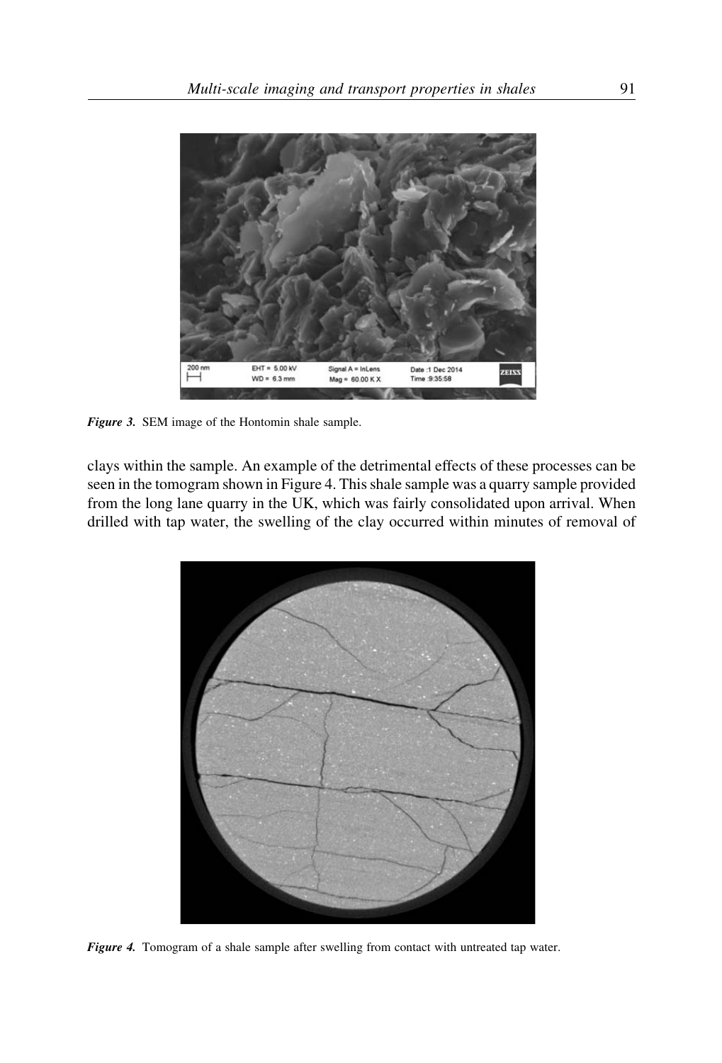*Figure 3.* SEM image of the Hontomin shale sample.

clays within the sample. An example of the detrimental effects of these processes can be seen in the tomogram shown in Figure 4. This shale sample was a quarry sample provided from the long lane quarry in the UK, which was fairly consolidated upon arrival. When drilled with tap water, the swelling of the clay occurred within minutes of removal of

*Figure 4.* Tomogram of a shale sample after swelling from contact with untreated tap water.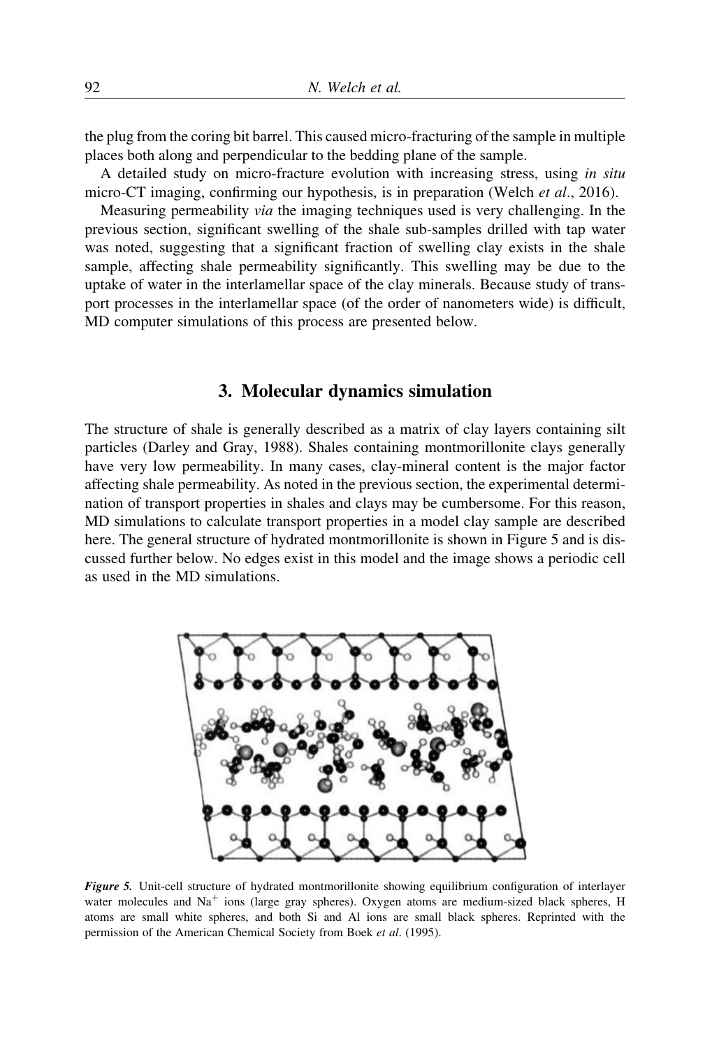the plug from the coring bit barrel. This caused micro-fracturing of the sample in multiple places both along and perpendicular to the bedding plane of the sample.

A detailed study on micro-fracture evolution with increasing stress, using *in situ* micro-CT imaging, confirming our hypothesis, is in preparation (Welch *et al*., 2016).

Measuring permeability *via* the imaging techniques used is very challenging. In the previous section, significant swelling of the shale sub-samples drilled with tap water was noted, suggesting that a significant fraction of swelling clay exists in the shale sample, affecting shale permeability significantly. This swelling may be due to the uptake of water in the interlamellar space of the clay minerals. Because study of transport processes in the interlamellar space (of the order of nanometers wide) is difficult, MD computer simulations of this process are presented below.

## 3. Molecular dynamics simulation

The structure of shale is generally described as a matrix of clay layers containing silt particles (Darley and Gray, 1988). Shales containing montmorillonite clays generally have very low permeability. In many cases, clay-mineral content is the major factor affecting shale permeability. As noted in the previous section, the experimental determination of transport properties in shales and clays may be cumbersome. For this reason, MD simulations to calculate transport properties in a model clay sample are described here. The general structure of hydrated montmorillonite is shown in Figure 5 and is discussed further below. No edges exist in this model and the image shows a periodic cell as used in the MD simulations.

***Figure 5.*** Unit-cell structure of hydrated montmorillonite showing equilibrium configuration of interlayer water molecules and $Na^{+}$ ions (large gray spheres). Oxygen atoms are medium-sized black spheres, H atoms are small white spheres, and both Si and Al ions are small black spheres. Reprinted with the permission of the American Chemical Society from Boek *et al*. (1995).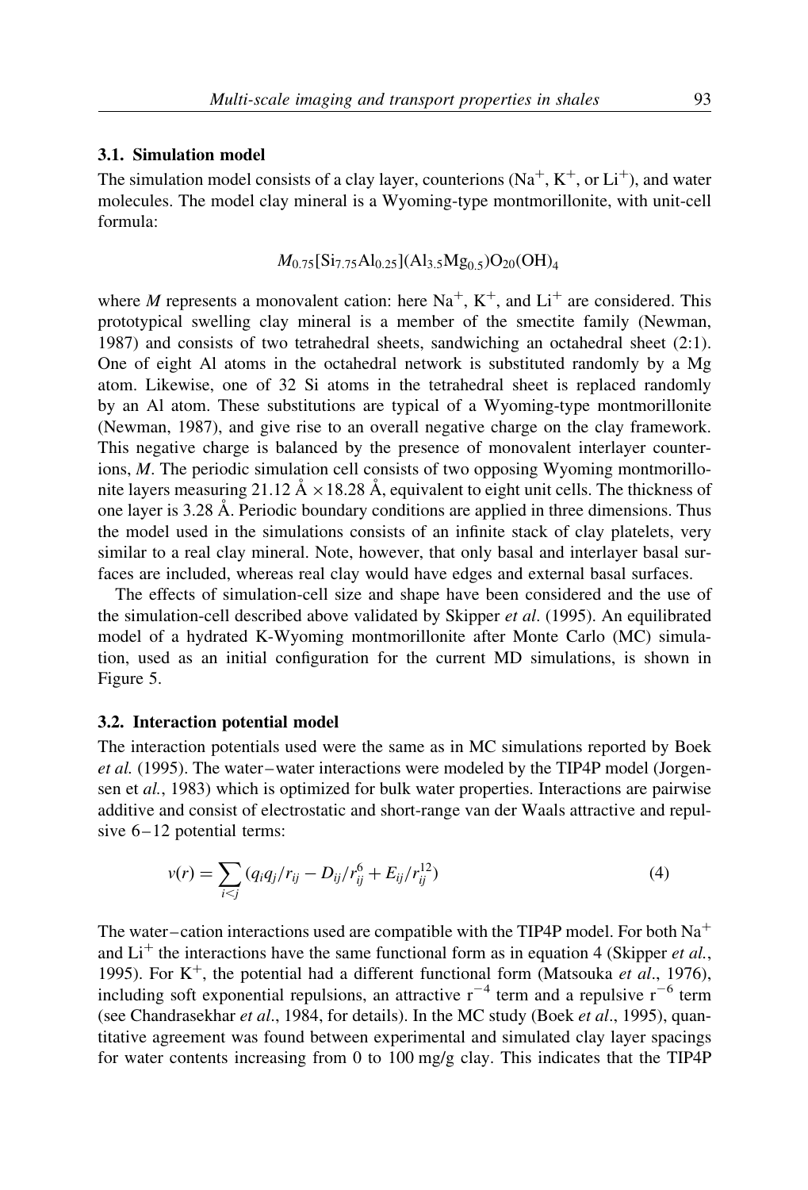### 3.1. Simulation model

The simulation model consists of a clay layer, counterions ($Na^+$, $K^+$, or $Li^+$), and water molecules. The model clay mineral is a Wyoming-type montmorillonite, with unit-cell formula:

$$M_{0.75}[Si_{7.75}Al_{0.25}](Al_{3.5}Mg_{0.5})O_{20}(OH)_4$$

where $M$ represents a monovalent cation: here $Na^+$, $K^+$, and $Li^+$ are considered. This prototypical swelling clay mineral is a member of the smectite family (Newman, 1987) and consists of two tetrahedral sheets, sandwiching an octahedral sheet (2:1). One of eight Al atoms in the octahedral network is substituted randomly by a Mg atom. Likewise, one of 32 Si atoms in the tetrahedral sheet is replaced randomly by an Al atom. These substitutions are typical of a Wyoming-type montmorillonite (Newman, 1987), and give rise to an overall negative charge on the clay framework. This negative charge is balanced by the presence of monovalent interlayer counterions, $M$. The periodic simulation cell consists of two opposing Wyoming montmorillonite layers measuring 21.12 Å × 18.28 Å, equivalent to eight unit cells. The thickness of one layer is 3.28 Å. Periodic boundary conditions are applied in three dimensions. Thus the model used in the simulations consists of an infinite stack of clay platelets, very similar to a real clay mineral. Note, however, that only basal and interlayer basal surfaces are included, whereas real clay would have edges and external basal surfaces.

The effects of simulation-cell size and shape have been considered and the use of the simulation-cell described above validated by Skipper *et al.* (1995). An equilibrated model of a hydrated K-Wyoming montmorillonite after Monte Carlo (MC) simulation, used as an initial configuration for the current MD simulations, is shown in Figure 5.

### 3.2. Interaction potential model

The interaction potentials used were the same as in MC simulations reported by Boek *et al.* (1995). The water–water interactions were modeled by the TIP4P model (Jorgensen et *al.*, 1983) which is optimized for bulk water properties. Interactions are pairwise additive and consist of electrostatic and short-range van der Waals attractive and repulsive 6–12 potential terms:

$$v(r) = \sum_{i<j} (q_i q_j / r_{ij} - D_{ij}/r_{ij}^6 + E_{ij}/r_{ij}^{12}) \tag{4}$$

The water–cation interactions used are compatible with the TIP4P model. For both $Na^+$ and $Li^+$ the interactions have the same functional form as in equation 4 (Skipper *et al.*, 1995). For $K^+$, the potential had a different functional form (Matsouka *et al.*, 1976), including soft exponential repulsions, an attractive $r^{-4}$ term and a repulsive $r^{-6}$ term (see Chandrasekhar *et al.*, 1984, for details). In the MC study (Boek *et al.*, 1995), quantitative agreement was found between experimental and simulated clay layer spacings for water contents increasing from 0 to 100 mg/g clay. This indicates that the TIP4P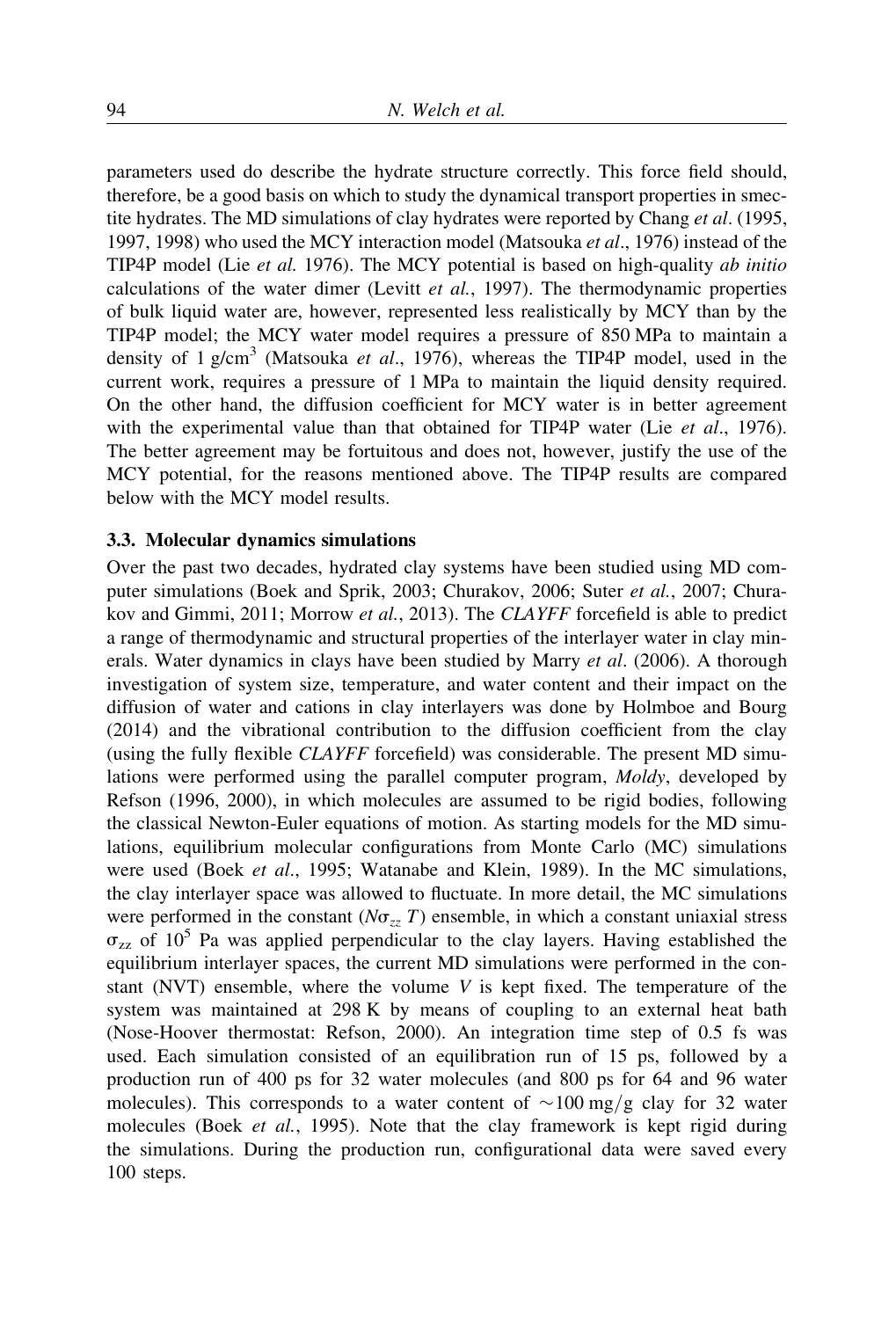parameters used do describe the hydrate structure correctly. This force field should, therefore, be a good basis on which to study the dynamical transport properties in smectite hydrates. The MD simulations of clay hydrates were reported by Chang *et al*. (1995, 1997, 1998) who used the MCY interaction model (Matsouka *et al*., 1976) instead of the TIP4P model (Lie *et al.* 1976). The MCY potential is based on high-quality *ab initio* calculations of the water dimer (Levitt *et al.*, 1997). The thermodynamic properties of bulk liquid water are, however, represented less realistically by MCY than by the TIP4P model; the MCY water model requires a pressure of 850 MPa to maintain a density of 1 g/cm$^3$ (Matsouka *et al*., 1976), whereas the TIP4P model, used in the current work, requires a pressure of 1 MPa to maintain the liquid density required. On the other hand, the diffusion coefficient for MCY water is in better agreement with the experimental value than that obtained for TIP4P water (Lie *et al*., 1976). The better agreement may be fortuitous and does not, however, justify the use of the MCY potential, for the reasons mentioned above. The TIP4P results are compared below with the MCY model results.

### 3.3. Molecular dynamics simulations

Over the past two decades, hydrated clay systems have been studied using MD computer simulations (Boek and Sprik, 2003; Churakov, 2006; Suter *et al.*, 2007; Churakov and Gimmi, 2011; Morrow *et al.*, 2013). The *CLAYFF* forcefield is able to predict a range of thermodynamic and structural properties of the interlayer water in clay minerals. Water dynamics in clays have been studied by Marry *et al*. (2006). A thorough investigation of system size, temperature, and water content and their impact on the diffusion of water and cations in clay interlayers was done by Holmboe and Bourg (2014) and the vibrational contribution to the diffusion coefficient from the clay (using the fully flexible *CLAYFF* forcefield) was considerable. The present MD simulations were performed using the parallel computer program, *Moldy*, developed by Refson (1996, 2000), in which molecules are assumed to be rigid bodies, following the classical Newton-Euler equations of motion. As starting models for the MD simulations, equilibrium molecular configurations from Monte Carlo (MC) simulations were used (Boek *et al*., 1995; Watanabe and Klein, 1989). In the MC simulations, the clay interlayer space was allowed to fluctuate. In more detail, the MC simulations were performed in the constant ($N\sigma_{zz}T$) ensemble, in which a constant uniaxial stress $\sigma_{zz}$ of $10^5$ Pa was applied perpendicular to the clay layers. Having established the equilibrium interlayer spaces, the current MD simulations were performed in the constant (NVT) ensemble, where the volume $V$ is kept fixed. The temperature of the system was maintained at 298 K by means of coupling to an external heat bath (Nose-Hoover thermostat: Refson, 2000). An integration time step of 0.5 fs was used. Each simulation consisted of an equilibration run of 15 ps, followed by a production run of 400 ps for 32 water molecules (and 800 ps for 64 and 96 water molecules). This corresponds to a water content of $\sim$100 mg/g clay for 32 water molecules (Boek *et al.*, 1995). Note that the clay framework is kept rigid during the simulations. During the production run, configurational data were saved every 100 steps.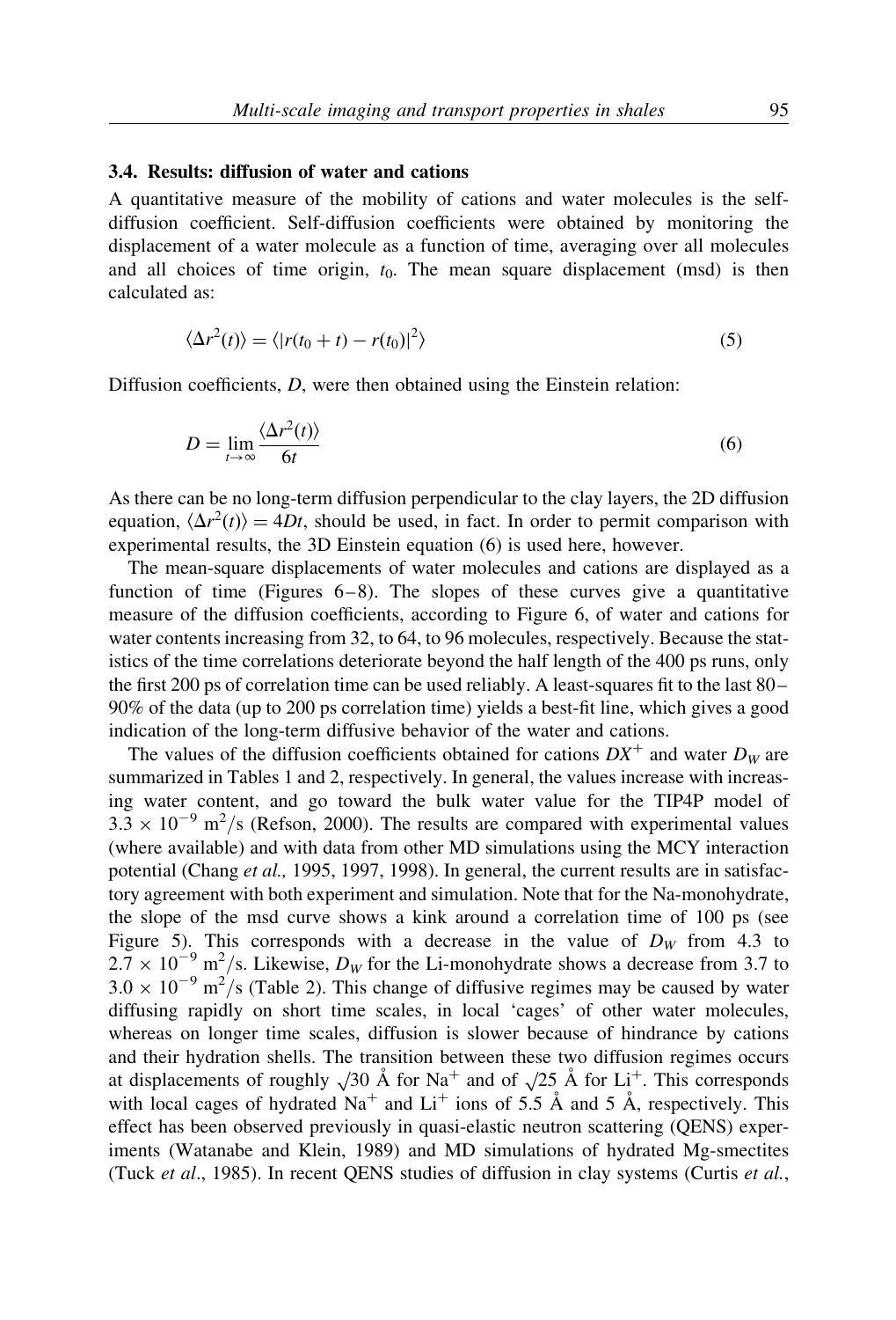### 3.4. Results: diffusion of water and cations

A quantitative measure of the mobility of cations and water molecules is the self-diffusion coefficient. Self-diffusion coefficients were obtained by monitoring the displacement of a water molecule as a function of time, averaging over all molecules and all choices of time origin, $t_0$. The mean square displacement (msd) is then calculated as:

$$\langle \Delta r^2(t) \rangle = \langle |r(t_0 + t) - r(t_0)|^2 \rangle \tag{5}$$

Diffusion coefficients, $D$, were then obtained using the Einstein relation:

$$D = \lim_{t \to \infty} \frac{\langle \Delta r^2(t) \rangle}{6t} \tag{6}$$

As there can be no long-term diffusion perpendicular to the clay layers, the 2D diffusion equation, $\langle \Delta r^2(t) \rangle = 4Dt$, should be used, in fact. In order to permit comparison with experimental results, the 3D Einstein equation (6) is used here, however.

The mean-square displacements of water molecules and cations are displayed as a function of time (Figures 6–8). The slopes of these curves give a quantitative measure of the diffusion coefficients, according to Figure 6, of water and cations for water contents increasing from 32, to 64, to 96 molecules, respectively. Because the statistics of the time correlations deteriorate beyond the half length of the 400 ps runs, only the first 200 ps of correlation time can be used reliably. A least-squares fit to the last 80–90% of the data (up to 200 ps correlation time) yields a best-fit line, which gives a good indication of the long-term diffusive behavior of the water and cations.

The values of the diffusion coefficients obtained for cations $DX^+$ and water $D_W$ are summarized in Tables 1 and 2, respectively. In general, the values increase with increasing water content, and go toward the bulk water value for the TIP4P model of $3.3 \times 10^{-9}$ m$^2$/s (Refson, 2000). The results are compared with experimental values (where available) and with data from other MD simulations using the MCY interaction potential (Chang *et al.,* 1995, 1997, 1998). In general, the current results are in satisfactory agreement with both experiment and simulation. Note that for the Na-monohydrate, the slope of the msd curve shows a kink around a correlation time of 100 ps (see Figure 5). This corresponds with a decrease in the value of $D_W$ from 4.3 to $2.7 \times 10^{-9}$ m$^2$/s. Likewise, $D_W$ for the Li-monohydrate shows a decrease from 3.7 to $3.0 \times 10^{-9}$ m$^2$/s (Table 2). This change of diffusive regimes may be caused by water diffusing rapidly on short time scales, in local 'cages' of other water molecules, whereas on longer time scales, diffusion is slower because of hindrance by cations and their hydration shells. The transition between these two diffusion regimes occurs at displacements of roughly $\sqrt{30}$ Å for $Na^+$ and of $\sqrt{25}$ Å for $Li^+$. This corresponds with local cages of hydrated $Na^+$ and $Li^+$ ions of 5.5 Å and 5 Å, respectively. This effect has been observed previously in quasi-elastic neutron scattering (QENS) experiments (Watanabe and Klein, 1989) and MD simulations of hydrated Mg-smectites (Tuck *et al*., 1985). In recent QENS studies of diffusion in clay systems (Curtis *et al.*,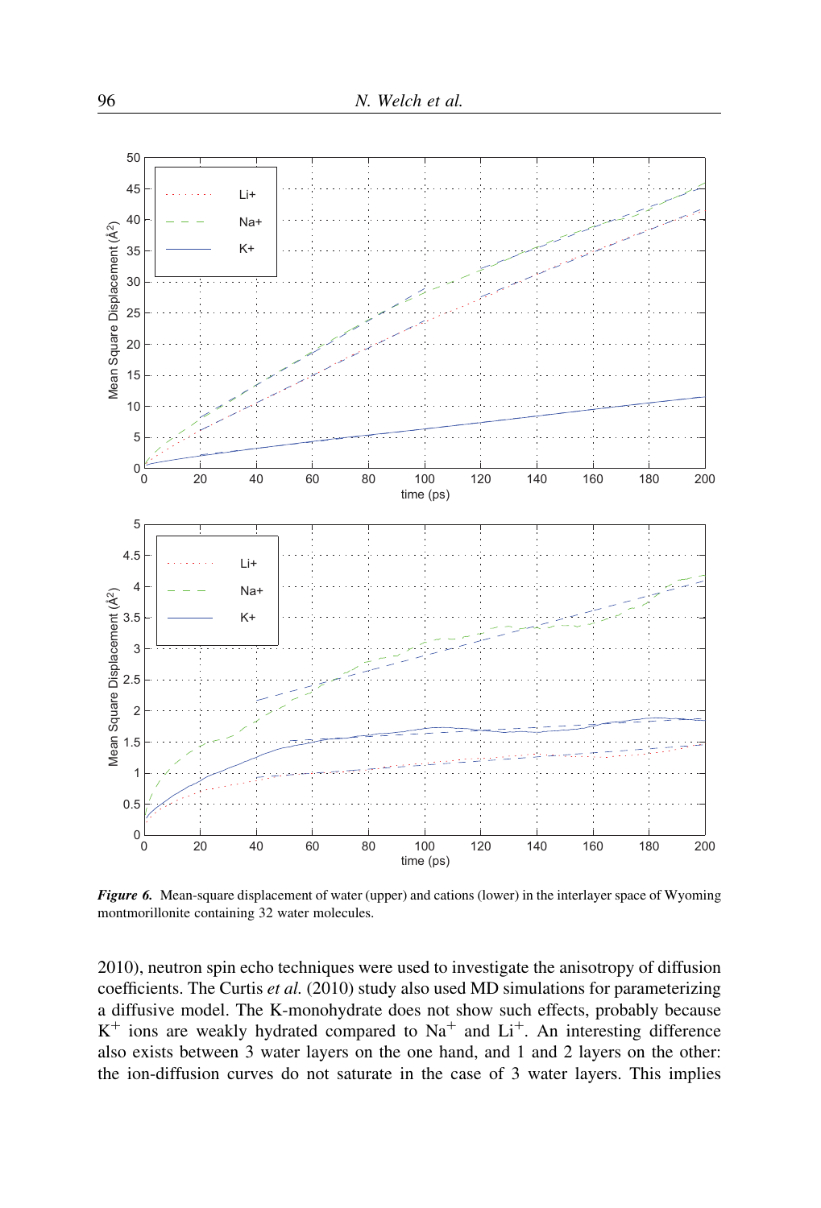**Figure 6.** Mean-square displacement of water (upper) and cations (lower) in the interlayer space of Wyoming montmorillonite containing 32 water molecules.

2010), neutron spin echo techniques were used to investigate the anisotropy of diffusion coefficients. The Curtis *et al.* (2010) study also used MD simulations for parameterizing a diffusive model. The K-monohydrate does not show such effects, probably because $K^+$ ions are weakly hydrated compared to $Na^+$ and $Li^+$. An interesting difference also exists between 3 water layers on the one hand, and 1 and 2 layers on the other: the ion-diffusion curves do not saturate in the case of 3 water layers. This implies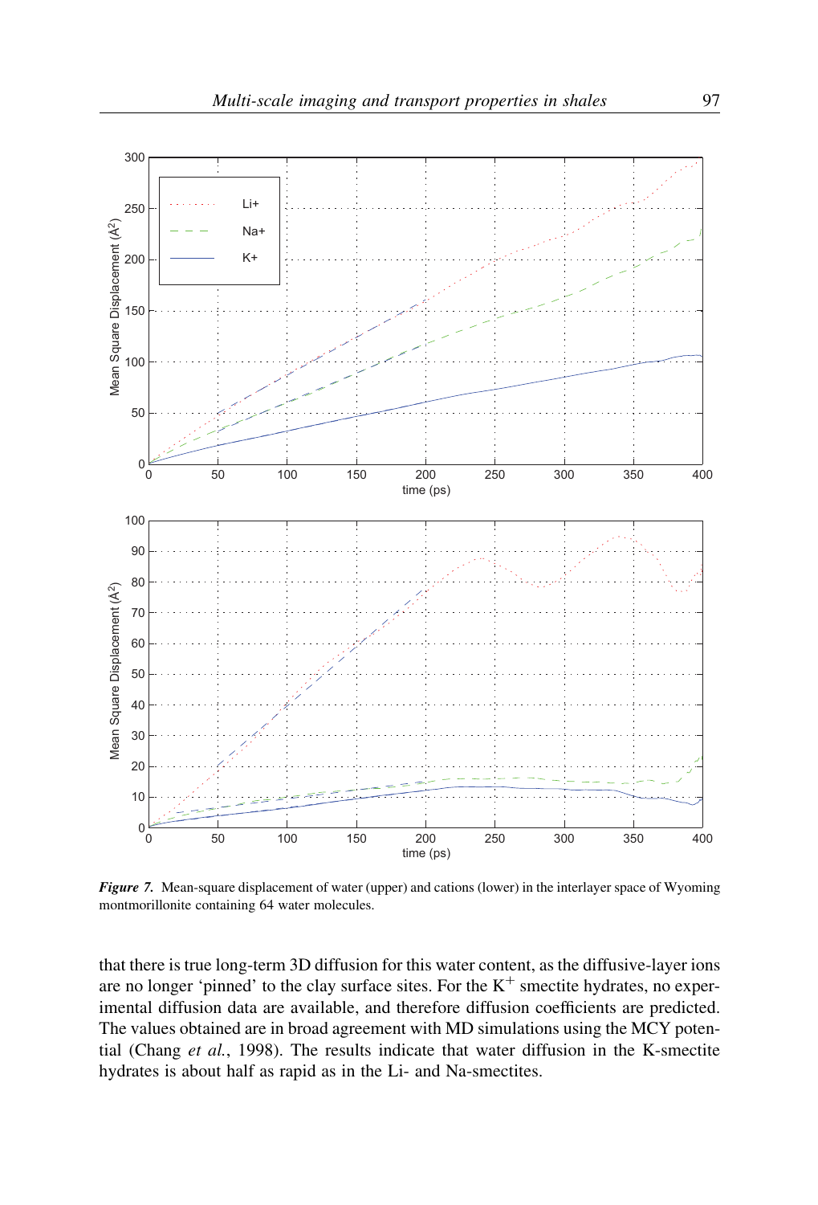*Figure 7.* Mean-square displacement of water (upper) and cations (lower) in the interlayer space of Wyoming montmorillonite containing 64 water molecules.

that there is true long-term 3D diffusion for this water content, as the diffusive-layer ions are no longer 'pinned' to the clay surface sites. For the $K^+$ smectite hydrates, no experimental diffusion data are available, and therefore diffusion coefficients are predicted. The values obtained are in broad agreement with MD simulations using the MCY potential (Chang *et al.*, 1998). The results indicate that water diffusion in the K-smectite hydrates is about half as rapid as in the Li- and Na-smectites.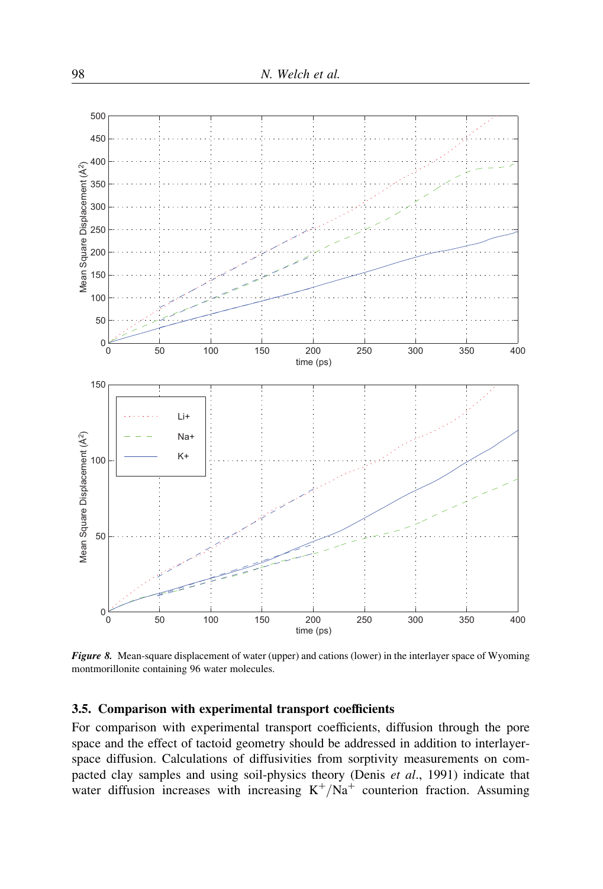*Figure 8.* Mean-square displacement of water (upper) and cations (lower) in the interlayer space of Wyoming montmorillonite containing 96 water molecules.

### 3.5. Comparison with experimental transport coefficients

For comparison with experimental transport coefficients, diffusion through the pore space and the effect of tactoid geometry should be addressed in addition to interlayer-space diffusion. Calculations of diffusivities from sorptivity measurements on compacted clay samples and using soil-physics theory (Denis *et al*., 1991) indicate that water diffusion increases with increasing $K^+/Na^+$ counterion fraction. Assuming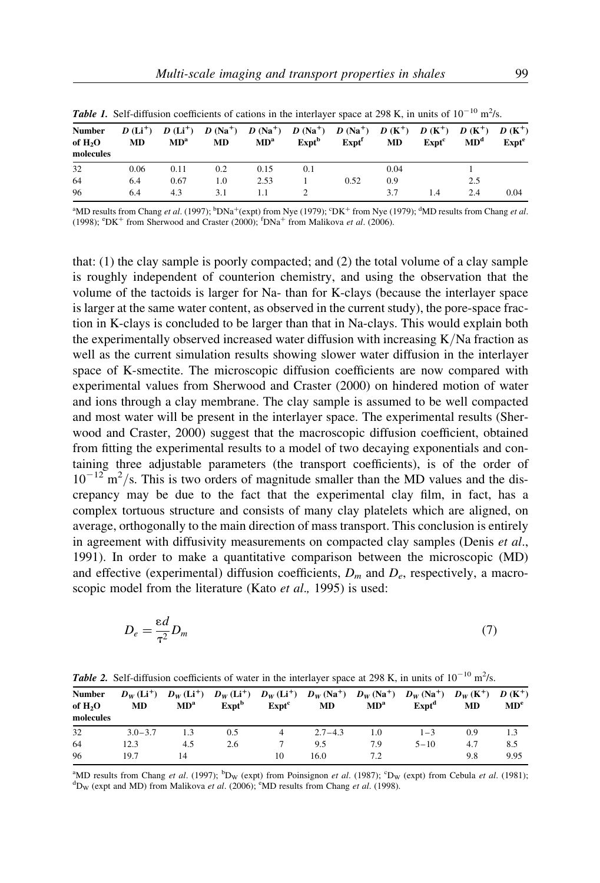**Table 1.** Self-diffusion coefficients of cations in the interlayer space at 298 K, in units of $10^{-10}$ m²/s.

| Number of $H_2O$ molecules | $D$ ($Li^+$) MD | $D$ ($Li^+$) MD[a] | $D$ ($Na^+$) MD | $D$ ($Na^+$) MD[a] | $D$ ($Na^+$) Expt[b] | $D$ ($Na^+$) Expt[f] | $D$ ($K^+$) MD | $D$ ($K^+$) Expt[c] | $D$ ($K^+$) MD[d] | $D$ ($K^+$) Expt[e] |
|---|---|---|---|---|---|---|---|---|---|---|
| 32 | 0.06 | 0.11 | 0.2 | 0.15 | 0.1 | | 0.04 | | 1 | |
| 64 | 6.4 | 0.67 | 1.0 | 2.53 | 1 | 0.52 | 0.9 | | 2.5 | |
| 96 | 6.4 | 4.3 | 3.1 | 1.1 | 2 | | 3.7 | 1.4 | 2.4 | 0.04 |

[a]MD results from Chang *et al*. (1997); [b]$DNa^+$(expt) from Nye (1979); [c]$DK^+$ from Nye (1979); [d]MD results from Chang *et al*. (1998); [e]$DK^+$ from Sherwood and Craster (2000); [f]$DNa^+$ from Malikova *et al*. (2006).

that: (1) the clay sample is poorly compacted; and (2) the total volume of a clay sample is roughly independent of counterion chemistry, and using the observation that the volume of the tactoids is larger for Na- than for K-clays (because the interlayer space is larger at the same water content, as observed in the current study), the pore-space fraction in K-clays is concluded to be larger than that in Na-clays. This would explain both the experimentally observed increased water diffusion with increasing K/Na fraction as well as the current simulation results showing slower water diffusion in the interlayer space of K-smectite. The microscopic diffusion coefficients are now compared with experimental values from Sherwood and Craster (2000) on hindered motion of water and ions through a clay membrane. The clay sample is assumed to be well compacted and most water will be present in the interlayer space. The experimental results (Sherwood and Craster, 2000) suggest that the macroscopic diffusion coefficient, obtained from fitting the experimental results to a model of two decaying exponentials and containing three adjustable parameters (the transport coefficients), is of the order of $10^{-12}$ m²/s. This is two orders of magnitude smaller than the MD values and the discrepancy may be due to the fact that the experimental clay film, in fact, has a complex tortuous structure and consists of many clay platelets which are aligned, on average, orthogonally to the main direction of mass transport. This conclusion is entirely in agreement with diffusivity measurements on compacted clay samples (Denis *et al*., 1991). In order to make a quantitative comparison between the microscopic (MD) and effective (experimental) diffusion coefficients, $D_m$ and $D_e$, respectively, a macroscopic model from the literature (Kato *et al.,* 1995) is used:

$$D_e = \frac{\varepsilon d}{\tau^2} D_m \tag{7}$$

**Table 2.** Self-diffusion coefficients of water in the interlayer space at 298 K, in units of $10^{-10}$ m²/s.

| Number of $H_2O$ molecules | $D_W$ ($Li^+$) MD | $D_W$ ($Li^+$) MD[a] | $D_W$ ($Li^+$) Expt[b] | $D_W$ ($Li^+$) Expt[c] | $D_W$ ($Na^+$) MD | $D_W$ ($Na^+$) MD[a] | $D_W$ ($Na^+$) Expt[d] | $D_W$ ($K^+$) MD | $D$ ($K^+$) MD[e] |
|---|---|---|---|---|---|---|---|---|---|
| 32 | 3.0–3.7 | 1.3 | 0.5 | 4 | 2.7–4.3 | 1.0 | 1–3 | 0.9 | 1.3 |
| 64 | 12.3 | 4.5 | 2.6 | 7 | 9.5 | 7.9 | 5–10 | 4.7 | 8.5 |
| 96 | 19.7 | 14 | | 10 | 16.0 | 7.2 | | 9.8 | 9.95 |

[a]MD results from Chang *et al*. (1997); [b]$D_W$ (expt) from Poinsignon *et al*. (1987); [c]$D_W$ (expt) from Cebula *et al*. (1981); [d]$D_W$ (expt and MD) from Malikova *et al*. (2006); [e]MD results from Chang *et al*. (1998).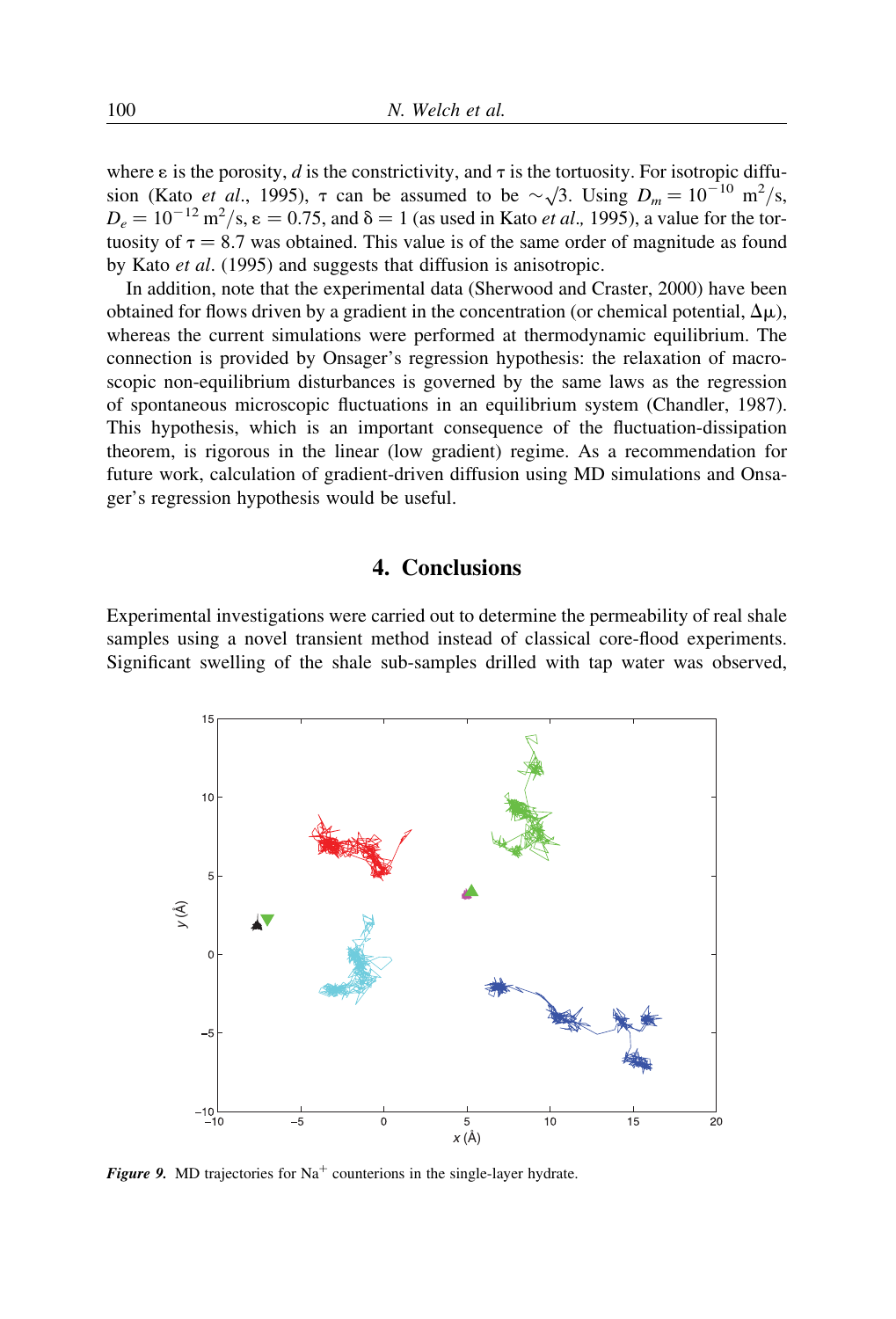where ε is the porosity, $d$ is the constrictivity, and τ is the tortuosity. For isotropic diffusion (Kato *et al*., 1995), τ can be assumed to be $\sim\sqrt{3}$. Using $D_m = 10^{-10}$ m$^2$/s, $D_e = 10^{-12}$ m$^2$/s, $\varepsilon = 0.75$, and $\delta = 1$ (as used in Kato *et al.,* 1995), a value for the tortuosity of $\tau = 8.7$ was obtained. This value is of the same order of magnitude as found by Kato *et al*. (1995) and suggests that diffusion is anisotropic.

In addition, note that the experimental data (Sherwood and Craster, 2000) have been obtained for flows driven by a gradient in the concentration (or chemical potential, $\Delta\mu$), whereas the current simulations were performed at thermodynamic equilibrium. The connection is provided by Onsager's regression hypothesis: the relaxation of macroscopic non-equilibrium disturbances is governed by the same laws as the regression of spontaneous microscopic fluctuations in an equilibrium system (Chandler, 1987). This hypothesis, which is an important consequence of the fluctuation-dissipation theorem, is rigorous in the linear (low gradient) regime. As a recommendation for future work, calculation of gradient-driven diffusion using MD simulations and Onsager's regression hypothesis would be useful.

## 4. Conclusions

Experimental investigations were carried out to determine the permeability of real shale samples using a novel transient method instead of classical core-flood experiments. Significant swelling of the shale sub-samples drilled with tap water was observed,

***Figure 9.*** MD trajectories for $Na^+$ counterions in the single-layer hydrate.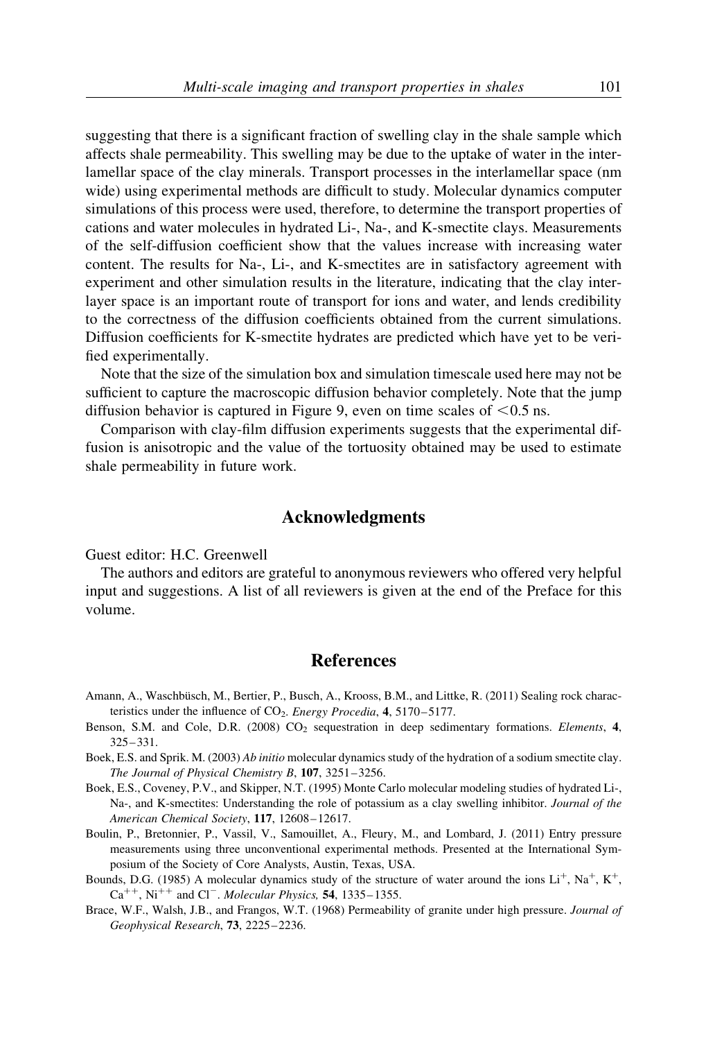suggesting that there is a significant fraction of swelling clay in the shale sample which affects shale permeability. This swelling may be due to the uptake of water in the interlamellar space of the clay minerals. Transport processes in the interlamellar space (nm wide) using experimental methods are difficult to study. Molecular dynamics computer simulations of this process were used, therefore, to determine the transport properties of cations and water molecules in hydrated Li-, Na-, and K-smectite clays. Measurements of the self-diffusion coefficient show that the values increase with increasing water content. The results for Na-, Li-, and K-smectites are in satisfactory agreement with experiment and other simulation results in the literature, indicating that the clay interlayer space is an important route of transport for ions and water, and lends credibility to the correctness of the diffusion coefficients obtained from the current simulations. Diffusion coefficients for K-smectite hydrates are predicted which have yet to be verified experimentally.

Note that the size of the simulation box and simulation timescale used here may not be sufficient to capture the macroscopic diffusion behavior completely. Note that the jump diffusion behavior is captured in Figure 9, even on time scales of $<0.5$ ns.

Comparison with clay-film diffusion experiments suggests that the experimental diffusion is anisotropic and the value of the tortuosity obtained may be used to estimate shale permeability in future work.

## Acknowledgments

Guest editor: H.C. Greenwell

The authors and editors are grateful to anonymous reviewers who offered very helpful input and suggestions. A list of all reviewers is given at the end of the Preface for this volume.

## References

Amann, A., Waschbüsch, M., Bertier, P., Busch, A., Krooss, B.M., and Littke, R. (2011) Sealing rock characteristics under the influence of $CO_2$. *Energy Procedia*, **4**, 5170–5177.

Benson, S.M. and Cole, D.R. (2008) $CO_2$ sequestration in deep sedimentary formations. *Elements*, **4**, 325–331.

Boek, E.S. and Sprik. M. (2003) *Ab initio* molecular dynamics study of the hydration of a sodium smectite clay. *The Journal of Physical Chemistry B*, **107**, 3251–3256.

Boek, E.S., Coveney, P.V., and Skipper, N.T. (1995) Monte Carlo molecular modeling studies of hydrated Li-, Na-, and K-smectites: Understanding the role of potassium as a clay swelling inhibitor. *Journal of the American Chemical Society*, **117**, 12608–12617.

Boulin, P., Bretonnier, P., Vassil, V., Samouillet, A., Fleury, M., and Lombard, J. (2011) Entry pressure measurements using three unconventional experimental methods. Presented at the International Symposium of the Society of Core Analysts, Austin, Texas, USA.

Bounds, D.G. (1985) A molecular dynamics study of the structure of water around the ions $Li^+$, $Na^+$, $K^+$, $Ca^{++}$, $Ni^{++}$ and $Cl^-$. *Molecular Physics,* **54**, 1335–1355.

Brace, W.F., Walsh, J.B., and Frangos, W.T. (1968) Permeability of granite under high pressure. *Journal of Geophysical Research*, **73**, 2225–2236.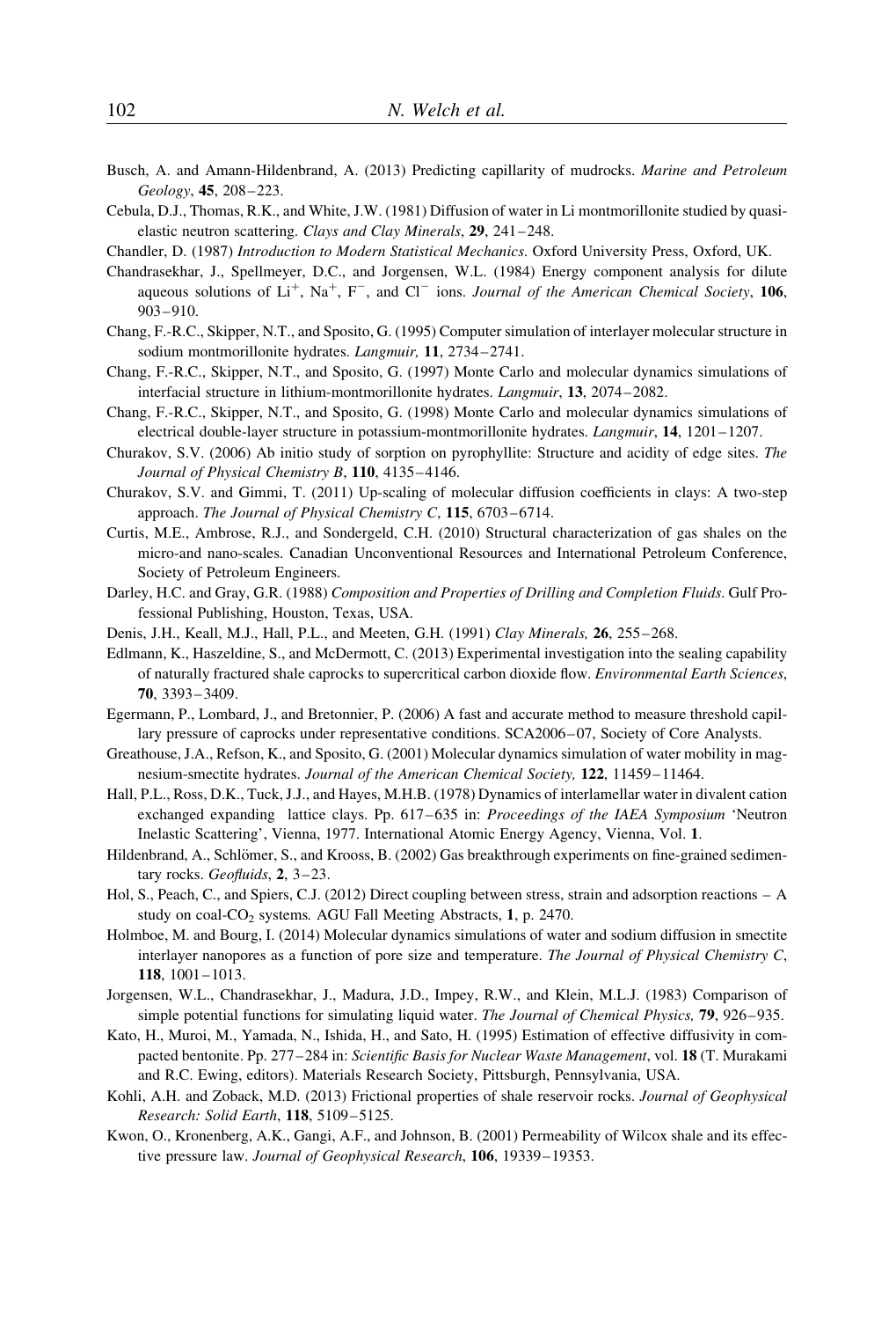Busch, A. and Amann-Hildenbrand, A. (2013) Predicting capillarity of mudrocks. *Marine and Petroleum Geology*, **45**, 208–223.

Cebula, D.J., Thomas, R.K., and White, J.W. (1981) Diffusion of water in Li montmorillonite studied by quasi-elastic neutron scattering. *Clays and Clay Minerals*, **29**, 241–248.

Chandler, D. (1987) *Introduction to Modern Statistical Mechanics*. Oxford University Press, Oxford, UK.

Chandrasekhar, J., Spellmeyer, D.C., and Jorgensen, W.L. (1984) Energy component analysis for dilute aqueous solutions of $Li^+$, $Na^+$, $F^-$, and $Cl^-$ ions. *Journal of the American Chemical Society*, **106**, 903–910.

Chang, F.-R.C., Skipper, N.T., and Sposito, G. (1995) Computer simulation of interlayer molecular structure in sodium montmorillonite hydrates. *Langmuir,* **11**, 2734–2741.

Chang, F.-R.C., Skipper, N.T., and Sposito, G. (1997) Monte Carlo and molecular dynamics simulations of interfacial structure in lithium-montmorillonite hydrates. *Langmuir*, **13**, 2074–2082.

Chang, F.-R.C., Skipper, N.T., and Sposito, G. (1998) Monte Carlo and molecular dynamics simulations of electrical double-layer structure in potassium-montmorillonite hydrates. *Langmuir*, **14**, 1201–1207.

Churakov, S.V. (2006) Ab initio study of sorption on pyrophyllite: Structure and acidity of edge sites. *The Journal of Physical Chemistry B*, **110**, 4135–4146.

Churakov, S.V. and Gimmi, T. (2011) Up-scaling of molecular diffusion coefficients in clays: A two-step approach. *The Journal of Physical Chemistry C*, **115**, 6703–6714.

Curtis, M.E., Ambrose, R.J., and Sondergeld, C.H. (2010) Structural characterization of gas shales on the micro-and nano-scales. Canadian Unconventional Resources and International Petroleum Conference, Society of Petroleum Engineers.

Darley, H.C. and Gray, G.R. (1988) *Composition and Properties of Drilling and Completion Fluids*. Gulf Professional Publishing, Houston, Texas, USA.

Denis, J.H., Keall, M.J., Hall, P.L., and Meeten, G.H. (1991) *Clay Minerals,* **26**, 255–268.

Edlmann, K., Haszeldine, S., and McDermott, C. (2013) Experimental investigation into the sealing capability of naturally fractured shale caprocks to supercritical carbon dioxide flow. *Environmental Earth Sciences*, **70**, 3393–3409.

Egermann, P., Lombard, J., and Bretonnier, P. (2006) A fast and accurate method to measure threshold capillary pressure of caprocks under representative conditions. SCA2006–07, Society of Core Analysts.

Greathouse, J.A., Refson, K., and Sposito, G. (2001) Molecular dynamics simulation of water mobility in magnesium-smectite hydrates. *Journal of the American Chemical Society,* **122**, 11459–11464.

Hall, P.L., Ross, D.K., Tuck, J.J., and Hayes, M.H.B. (1978) Dynamics of interlamellar water in divalent cation exchanged expanding lattice clays. Pp. 617–635 in: *Proceedings of the IAEA Symposium* 'Neutron Inelastic Scattering', Vienna, 1977. International Atomic Energy Agency, Vienna, Vol. **1**.

Hildenbrand, A., Schlömer, S., and Krooss, B. (2002) Gas breakthrough experiments on fine-grained sedimentary rocks. *Geofluids*, **2**, 3–23.

Hol, S., Peach, C., and Spiers, C.J. (2012) Direct coupling between stress, strain and adsorption reactions – A study on coal-$CO_2$ systems*.* AGU Fall Meeting Abstracts, **1**, p. 2470.

Holmboe, M. and Bourg, I. (2014) Molecular dynamics simulations of water and sodium diffusion in smectite interlayer nanopores as a function of pore size and temperature. *The Journal of Physical Chemistry C*, **118**, 1001–1013.

Jorgensen, W.L., Chandrasekhar, J., Madura, J.D., Impey, R.W., and Klein, M.L.J. (1983) Comparison of simple potential functions for simulating liquid water. *The Journal of Chemical Physics,* **79**, 926–935.

Kato, H., Muroi, M., Yamada, N., Ishida, H., and Sato, H. (1995) Estimation of effective diffusivity in compacted bentonite. Pp. 277–284 in: *Scientific Basis for Nuclear Waste Management*, vol. **18** (T. Murakami and R.C. Ewing, editors). Materials Research Society, Pittsburgh, Pennsylvania, USA.

Kohli, A.H. and Zoback, M.D. (2013) Frictional properties of shale reservoir rocks. *Journal of Geophysical Research: Solid Earth*, **118**, 5109–5125.

Kwon, O., Kronenberg, A.K., Gangi, A.F., and Johnson, B. (2001) Permeability of Wilcox shale and its effective pressure law. *Journal of Geophysical Research*, **106**, 19339–19353.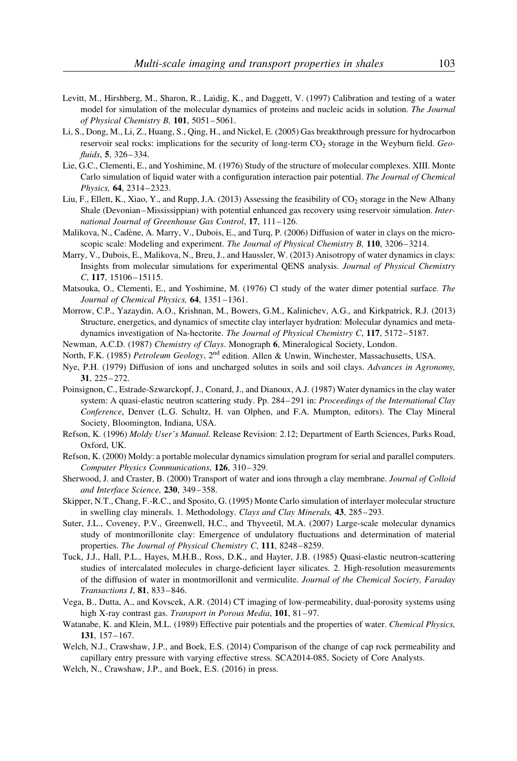Levitt, M., Hirshberg, M., Sharon, R., Laidig, K., and Daggett, V. (1997) Calibration and testing of a water model for simulation of the molecular dynamics of proteins and nucleic acids in solution. *The Journal of Physical Chemistry B,* **101**, 5051–5061.

Li, S., Dong, M., Li, Z., Huang, S., Qing, H., and Nickel, E. (2005) Gas breakthrough pressure for hydrocarbon reservoir seal rocks: implications for the security of long-term $CO_2$ storage in the Weyburn field. *Geofluids*, **5**, 326–334.

Lie, G.C., Clementi, E., and Yoshimine, M. (1976) Study of the structure of molecular complexes. XIII. Monte Carlo simulation of liquid water with a configuration interaction pair potential. *The Journal of Chemical Physics,* **64**, 2314–2323.

Liu, F., Ellett, K., Xiao, Y., and Rupp, J.A. (2013) Assessing the feasibility of $CO_2$ storage in the New Albany Shale (Devonian–Mississippian) with potential enhanced gas recovery using reservoir simulation. *International Journal of Greenhouse Gas Control*, **17**, 111–126.

Malikova, N., Cadène, A. Marry, V., Dubois, E., and Turq, P. (2006) Diffusion of water in clays on the microscopic scale: Modeling and experiment. *The Journal of Physical Chemistry B,* **110**, 3206–3214.

Marry, V., Dubois, E., Malikova, N., Breu, J., and Haussler, W. (2013) Anisotropy of water dynamics in clays: Insights from molecular simulations for experimental QENS analysis. *Journal of Physical Chemistry C*, **117**, 15106–15115.

Matsouka, O., Clementi, E., and Yoshimine, M. (1976) Cl study of the water dimer potential surface. *The Journal of Chemical Physics,* **64**, 1351–1361.

Morrow, C.P., Yazaydin, A.O., Krishnan, M., Bowers, G.M., Kalinichev, A.G., and Kirkpatrick, R.J. (2013) Structure, energetics, and dynamics of smectite clay interlayer hydration: Molecular dynamics and metadynamics investigation of Na-hectorite. *The Journal of Physical Chemistry C*, **117**, 5172–5187.

Newman, A.C.D. (1987) *Chemistry of Clays*. Monograph **6**, Mineralogical Society, London.

North, F.K. (1985) *Petroleum Geology*, 2nd edition. Allen & Unwin, Winchester, Massachusetts, USA.

Nye, P.H. (1979) Diffusion of ions and uncharged solutes in soils and soil clays. *Advances in Agronomy,* **31**, 225–272.

Poinsignon, C., Estrade-Szwarckopf, J., Conard, J., and Dianoux, A.J. (1987) Water dynamics in the clay water system: A quasi-elastic neutron scattering study. Pp. 284–291 in: *Proceedings of the International Clay Conference*, Denver (L.G. Schultz, H. van Olphen, and F.A. Mumpton, editors). The Clay Mineral Society, Bloomington, Indiana, USA.

Refson, K. (1996) *Moldy User's Manual.* Release Revision: 2.12; Department of Earth Sciences, Parks Road, Oxford, UK.

Refson, K. (2000) Moldy: a portable molecular dynamics simulation program for serial and parallel computers. *Computer Physics Communications*, **126**, 310–329.

Sherwood, J. and Craster, B. (2000) Transport of water and ions through a clay membrane. *Journal of Colloid and Interface Science,* **230**, 349–358.

Skipper, N.T., Chang, F.-R.C., and Sposito, G. (1995) Monte Carlo simulation of interlayer molecular structure in swelling clay minerals. 1. Methodology. *Clays and Clay Minerals,* **43**, 285–293.

Suter, J.L., Coveney, P.V., Greenwell, H.C., and Thyveetil, M.A. (2007) Large-scale molecular dynamics study of montmorillonite clay: Emergence of undulatory fluctuations and determination of material properties. *The Journal of Physical Chemistry C*, **111**, 8248–8259.

Tuck, J.J., Hall, P.L., Hayes, M.H.B., Ross, D.K., and Hayter, J.B. (1985) Quasi-elastic neutron-scattering studies of intercalated molecules in charge-deficient layer silicates. 2. High-resolution measurements of the diffusion of water in montmorillonit and vermiculite. *Journal of the Chemical Society, Faraday Transactions I*, **81**, 833–846.

Vega, B., Dutta, A., and Kovscek, A.R. (2014) CT imaging of low-permeability, dual-porosity systems using high X-ray contrast gas. *Transport in Porous Media*, **101**, 81–97.

Watanabe, K. and Klein, M.L. (1989) Effective pair potentials and the properties of water. *Chemical Physics,* **131**, 157–167.

Welch, N.J., Crawshaw, J.P., and Boek, E.S. (2014) Comparison of the change of cap rock permeability and capillary entry pressure with varying effective stress. SCA2014-085, Society of Core Analysts.

Welch, N., Crawshaw, J.P., and Boek, E.S. (2016) in press.